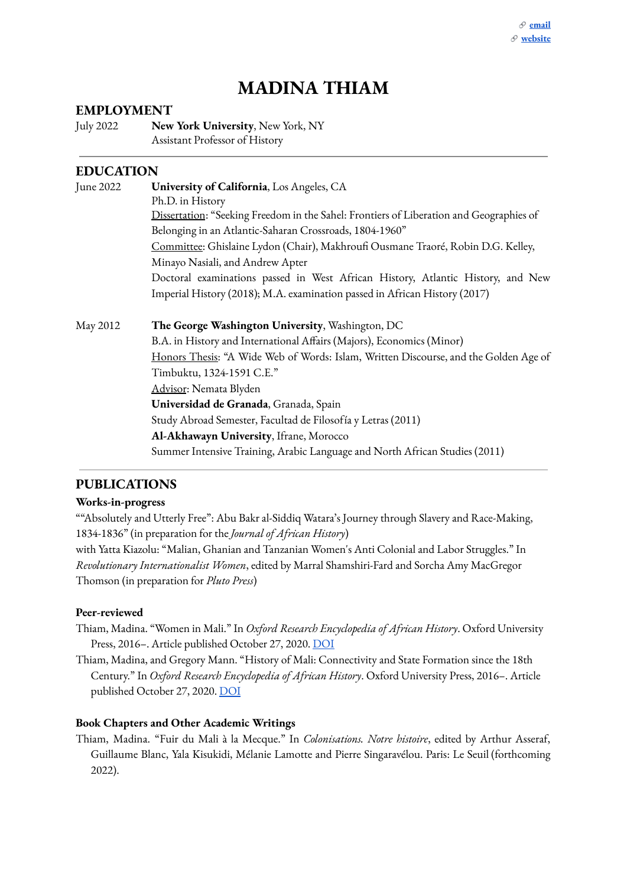[email](#) 
[website](#)

# MADINA THIAM

## EMPLOYMENT

July 2022 **New York University**, New York, NY
Assistant Professor of History

---

## EDUCATION

June 2022 **University of California**, Los Angeles, CA
Ph.D. in History
Dissertation: "Seeking Freedom in the Sahel: Frontiers of Liberation and Geographies of Belonging in an Atlantic-Saharan Crossroads, 1804-1960"
Committee: Ghislaine Lydon (Chair), Makhroufi Ousmane Traoré, Robin D.G. Kelley, Minayo Nasiali, and Andrew Apter
Doctoral examinations passed in West African History, Atlantic History, and New Imperial History (2018); M.A. examination passed in African History (2017)

May 2012 **The George Washington University**, Washington, DC
B.A. in History and International Affairs (Majors), Economics (Minor)
Honors Thesis: "A Wide Web of Words: Islam, Written Discourse, and the Golden Age of Timbuktu, 1324-1591 C.E."
Advisor: Nemata Blyden
**Universidad de Granada**, Granada, Spain
Study Abroad Semester, Facultad de Filosofía y Letras (2011)
**Al-Akhawayn University**, Ifrane, Morocco
Summer Intensive Training, Arabic Language and North African Studies (2011)

---

## PUBLICATIONS

### Works-in-progress

""Absolutely and Utterly Free": Abu Bakr al-Siddiq Watara's Journey through Slavery and Race-Making, 1834-1836" (in preparation for the *Journal of African History*)

with Yatta Kiazolu: "Malian, Ghanian and Tanzanian Women's Anti Colonial and Labor Struggles." In *Revolutionary Internationalist Women*, edited by Marral Shamshiri-Fard and Sorcha Amy MacGregor Thomson (in preparation for *Pluto Press*)

### Peer-reviewed

Thiam, Madina. "Women in Mali." In *Oxford Research Encyclopedia of African History*. Oxford University Press, 2016–. Article published October 27, 2020. [DOI](#)

Thiam, Madina, and Gregory Mann. "History of Mali: Connectivity and State Formation since the 18th Century." In *Oxford Research Encyclopedia of African History*. Oxford University Press, 2016–. Article published October 27, 2020. [DOI](#)

### Book Chapters and Other Academic Writings

Thiam, Madina. "Fuir du Mali à la Mecque." In *Colonisations. Notre histoire*, edited by Arthur Asseraf, Guillaume Blanc, Yala Kisukidi, Mélanie Lamotte and Pierre Singaravélou. Paris: Le Seuil (forthcoming 2022).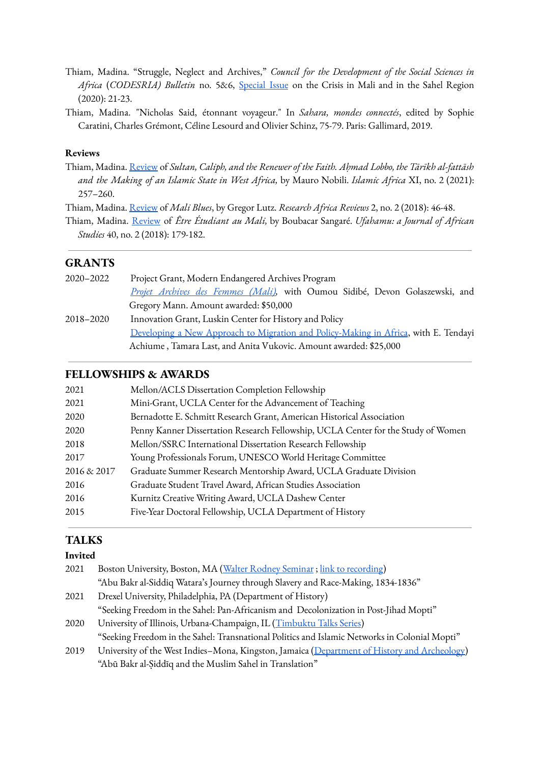Thiam, Madina. "Struggle, Neglect and Archives," *Council for the Development of the Social Sciences in Africa* (*CODESRIA*) *Bulletin* no. 5&6, Special Issue on the Crisis in Mali and in the Sahel Region (2020): 21-23.

Thiam, Madina. "Nicholas Said, étonnant voyageur." In *Sahara, mondes connectés*, edited by Sophie Caratini, Charles Grémont, Céline Lesourd and Olivier Schinz, 75-79. Paris: Gallimard, 2019.

**Reviews**

Thiam, Madina. Review of *Sultan, Caliph, and the Renewer of the Faith. Aḥmad Lobbo, the Tārīkh al-fattāsh and the Making of an Islamic State in West Africa,* by Mauro Nobili. *Islamic Africa* XI, no. 2 (2021): 257–260.

Thiam, Madina. Review of *Mali Blues*, by Gregor Lutz. *Research Africa Reviews* 2, no. 2 (2018): 46-48.

Thiam, Madina. Review of *Être Étudiant au Mali,* by Boubacar Sangaré. *Ufahamu: a Journal of African Studies* 40, no. 2 (2018): 179-182.

## GRANTS

| | |
|---|---|
| 2020–2022 | Project Grant, Modern Endangered Archives Program<br>*Projet Archives des Femmes (Mali),* with Oumou Sidibé, Devon Golaszewski, and Gregory Mann. Amount awarded: $50,000 |
| 2018–2020 | Innovation Grant, Luskin Center for History and Policy<br>Developing a New Approach to Migration and Policy-Making in Africa, with E. Tendayi Achiume , Tamara Last, and Anita Vukovic. Amount awarded: $25,000 |

## FELLOWSHIPS & AWARDS

| | |
|---|---|
| 2021 | Mellon/ACLS Dissertation Completion Fellowship |
| 2021 | Mini-Grant, UCLA Center for the Advancement of Teaching |
| 2020 | Bernadotte E. Schmitt Research Grant, American Historical Association |
| 2020 | Penny Kanner Dissertation Research Fellowship, UCLA Center for the Study of Women |
| 2018 | Mellon/SSRC International Dissertation Research Fellowship |
| 2017 | Young Professionals Forum, UNESCO World Heritage Committee |
| 2016 & 2017 | Graduate Summer Research Mentorship Award, UCLA Graduate Division |
| 2016 | Graduate Student Travel Award, African Studies Association |
| 2016 | Kurnitz Creative Writing Award, UCLA Dashew Center |
| 2015 | Five-Year Doctoral Fellowship, UCLA Department of History |

## TALKS

**Invited**

| | |
|---|---|
| 2021 | Boston University, Boston, MA (Walter Rodney Seminar ; link to recording)<br>"Abu Bakr al-Siddiq Watara's Journey through Slavery and Race-Making, 1834-1836" |
| 2021 | Drexel University, Philadelphia, PA (Department of History)<br>"Seeking Freedom in the Sahel: Pan-Africanism and Decolonization in Post-Jihad Mopti" |
| 2020 | University of Illinois, Urbana-Champaign, IL (Timbuktu Talks Series)<br>"Seeking Freedom in the Sahel: Transnational Politics and Islamic Networks in Colonial Mopti" |
| 2019 | University of the West Indies–Mona, Kingston, Jamaica (Department of History and Archeology)<br>"Abū Bakr al-Ṣiddīq and the Muslim Sahel in Translation" |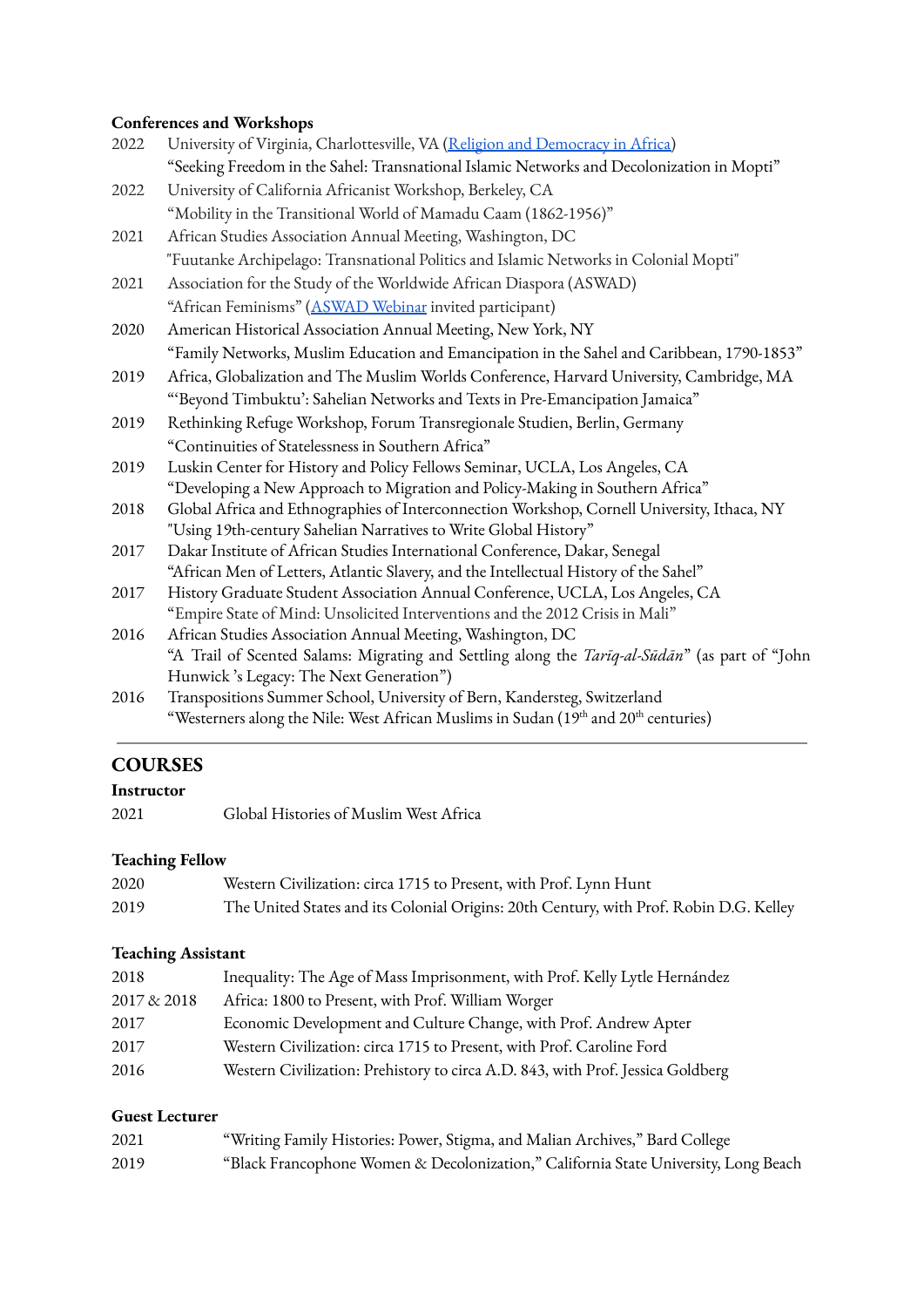**Conferences and Workshops**

2022 University of Virginia, Charlottesville, VA (Religion and Democracy in Africa)
"Seeking Freedom in the Sahel: Transnational Islamic Networks and Decolonization in Mopti"

2022 University of California Africanist Workshop, Berkeley, CA
"Mobility in the Transitional World of Mamadu Caam (1862-1956)"

2021 African Studies Association Annual Meeting, Washington, DC
"Fuutanke Archipelago: Transnational Politics and Islamic Networks in Colonial Mopti"

2021 Association for the Study of the Worldwide African Diaspora (ASWAD)
"African Feminisms" (ASWAD Webinar invited participant)

2020 American Historical Association Annual Meeting, New York, NY
"Family Networks, Muslim Education and Emancipation in the Sahel and Caribbean, 1790-1853"

2019 Africa, Globalization and The Muslim Worlds Conference, Harvard University, Cambridge, MA
"'Beyond Timbuktu': Sahelian Networks and Texts in Pre-Emancipation Jamaica"

2019 Rethinking Refuge Workshop, Forum Transregionale Studien, Berlin, Germany
"Continuities of Statelessness in Southern Africa"

2019 Luskin Center for History and Policy Fellows Seminar, UCLA, Los Angeles, CA
"Developing a New Approach to Migration and Policy-Making in Southern Africa"

2018 Global Africa and Ethnographies of Interconnection Workshop, Cornell University, Ithaca, NY
"Using 19th-century Sahelian Narratives to Write Global History"

2017 Dakar Institute of African Studies International Conference, Dakar, Senegal
"African Men of Letters, Atlantic Slavery, and the Intellectual History of the Sahel"

2017 History Graduate Student Association Annual Conference, UCLA, Los Angeles, CA
"Empire State of Mind: Unsolicited Interventions and the 2012 Crisis in Mali"

2016 African Studies Association Annual Meeting, Washington, DC
"A Trail of Scented Salams: Migrating and Settling along the *Tarīq-al-Sūdān*" (as part of "John Hunwick's Legacy: The Next Generation")

2016 Transpositions Summer School, University of Bern, Kandersteg, Switzerland
"Westerners along the Nile: West African Muslims in Sudan (19th and 20th centuries)

---

## COURSES

**Instructor**

2021 Global Histories of Muslim West Africa

**Teaching Fellow**

2020 Western Civilization: circa 1715 to Present, with Prof. Lynn Hunt
2019 The United States and its Colonial Origins: 20th Century, with Prof. Robin D.G. Kelley

**Teaching Assistant**

2018 Inequality: The Age of Mass Imprisonment, with Prof. Kelly Lytle Hernández
2017 & 2018 Africa: 1800 to Present, with Prof. William Worger
2017 Economic Development and Culture Change, with Prof. Andrew Apter
2017 Western Civilization: circa 1715 to Present, with Prof. Caroline Ford
2016 Western Civilization: Prehistory to circa A.D. 843, with Prof. Jessica Goldberg

**Guest Lecturer**

2021 "Writing Family Histories: Power, Stigma, and Malian Archives," Bard College
2019 "Black Francophone Women & Decolonization," California State University, Long Beach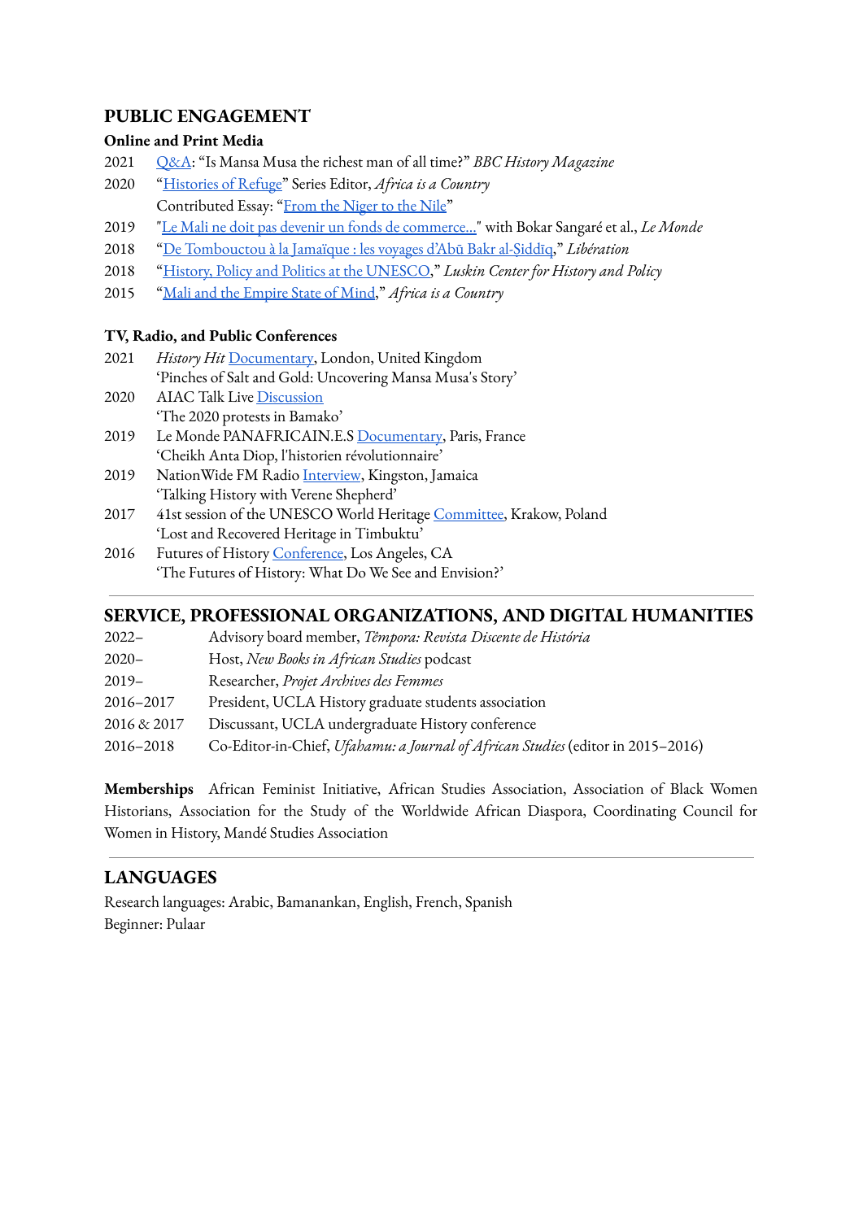## PUBLIC ENGAGEMENT

### Online and Print Media

2021 Q&A: "Is Mansa Musa the richest man of all time?" *BBC History Magazine*

2020 "Histories of Refuge" Series Editor, *Africa is a Country*
Contributed Essay: "From the Niger to the Nile"

2019 "Le Mali ne doit pas devenir un fonds de commerce..." with Bokar Sangaré et al., *Le Monde*

2018 "De Tombouctou à la Jamaïque : les voyages d'Abū Bakr al-Ṣiddīq," *Libération*

2018 "History, Policy and Politics at the UNESCO," *Luskin Center for History and Policy*

2015 "Mali and the Empire State of Mind," *Africa is a Country*

### TV, Radio, and Public Conferences

2021 *History Hit* Documentary, London, United Kingdom
'Pinches of Salt and Gold: Uncovering Mansa Musa's Story'

2020 AIAC Talk Live Discussion
'The 2020 protests in Bamako'

2019 Le Monde PANAFRICAIN.E.S Documentary, Paris, France
'Cheikh Anta Diop, l'historien révolutionnaire'

2019 NationWide FM Radio Interview, Kingston, Jamaica
'Talking History with Verene Shepherd'

2017 41st session of the UNESCO World Heritage Committee, Krakow, Poland
'Lost and Recovered Heritage in Timbuktu'

2016 Futures of History Conference, Los Angeles, CA
'The Futures of History: What Do We See and Envision?'

## SERVICE, PROFESSIONAL ORGANIZATIONS, AND DIGITAL HUMANITIES

2022– Advisory board member, *Têmpora: Revista Discente de História*

2020– Host, *New Books in African Studies* podcast

2019– Researcher, *Projet Archives des Femmes*

2016–2017 President, UCLA History graduate students association

2016 & 2017 Discussant, UCLA undergraduate History conference

2016–2018 Co-Editor-in-Chief, *Ufahamu: a Journal of African Studies* (editor in 2015–2016)

**Memberships** African Feminist Initiative, African Studies Association, Association of Black Women Historians, Association for the Study of the Worldwide African Diaspora, Coordinating Council for Women in History, Mandé Studies Association

## LANGUAGES

Research languages: Arabic, Bamanankan, English, French, Spanish
Beginner: Pulaar